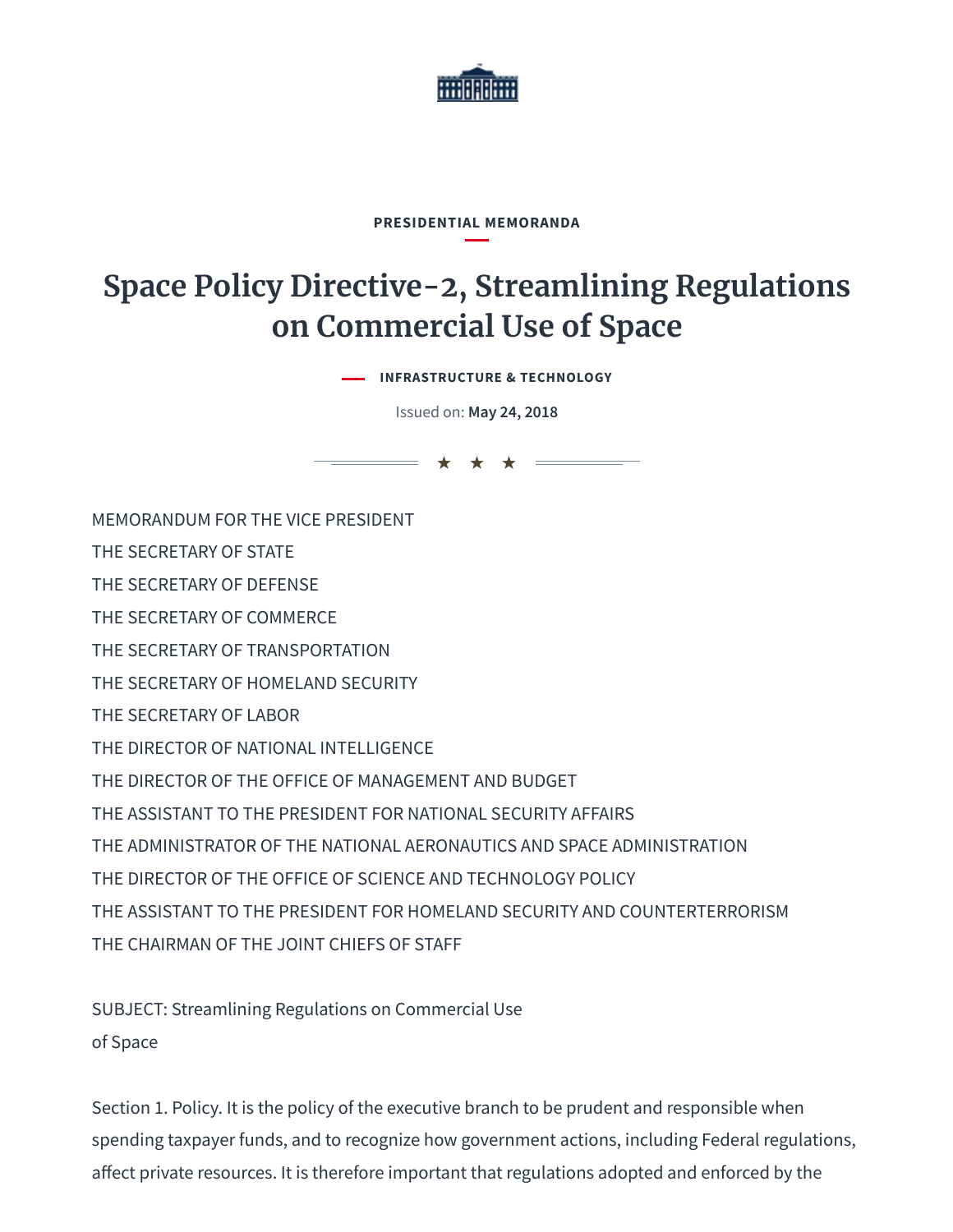PRESIDENTIAL MEMORANDA

# Space Policy Directive-2, Streamlining Regulations on Commercial Use of Space

INFRASTRUCTURE & TECHNOLOGY

Issued on: **May 24, 2018**

MEMORANDUM FOR THE VICE PRESIDENT

THE SECRETARY OF STATE

THE SECRETARY OF DEFENSE

THE SECRETARY OF COMMERCE

THE SECRETARY OF TRANSPORTATION

THE SECRETARY OF HOMELAND SECURITY

THE SECRETARY OF LABOR

THE DIRECTOR OF NATIONAL INTELLIGENCE

THE DIRECTOR OF THE OFFICE OF MANAGEMENT AND BUDGET

THE ASSISTANT TO THE PRESIDENT FOR NATIONAL SECURITY AFFAIRS

THE ADMINISTRATOR OF THE NATIONAL AERONAUTICS AND SPACE ADMINISTRATION

THE DIRECTOR OF THE OFFICE OF SCIENCE AND TECHNOLOGY POLICY

THE ASSISTANT TO THE PRESIDENT FOR HOMELAND SECURITY AND COUNTERTERRORISM

THE CHAIRMAN OF THE JOINT CHIEFS OF STAFF

SUBJECT: Streamlining Regulations on Commercial Use of Space

Section 1. Policy. It is the policy of the executive branch to be prudent and responsible when spending taxpayer funds, and to recognize how government actions, including Federal regulations, affect private resources. It is therefore important that regulations adopted and enforced by the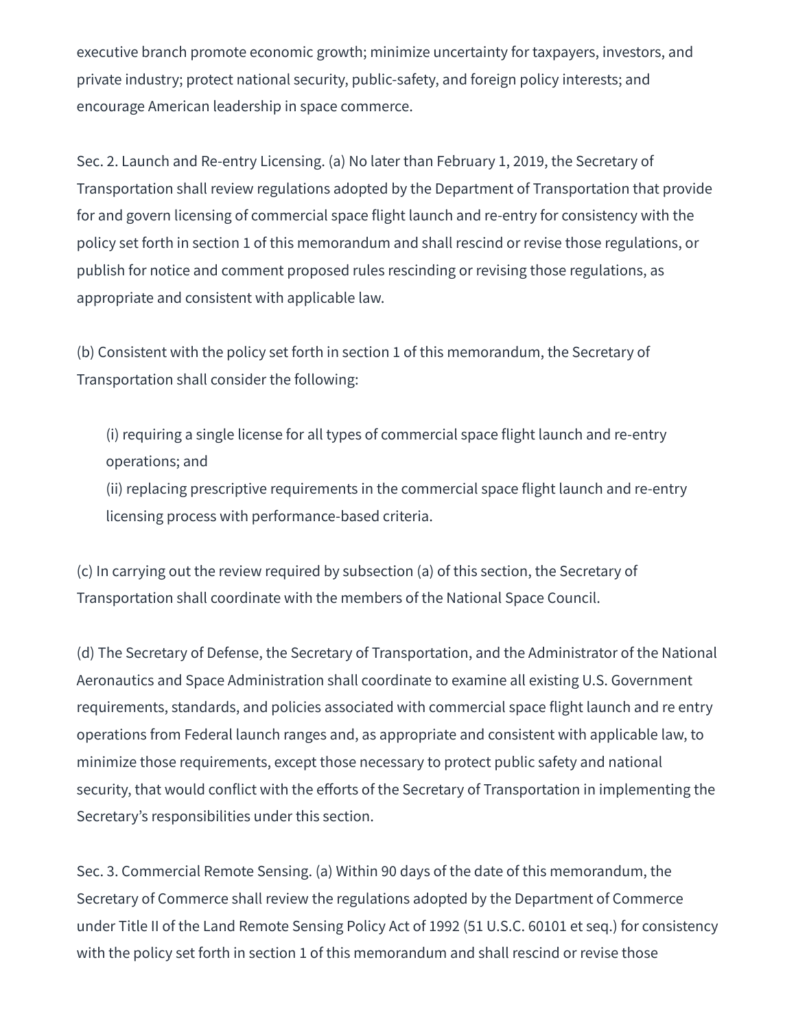executive branch promote economic growth; minimize uncertainty for taxpayers, investors, and private industry; protect national security, public-safety, and foreign policy interests; and encourage American leadership in space commerce.

Sec. 2. Launch and Re-entry Licensing. (a) No later than February 1, 2019, the Secretary of Transportation shall review regulations adopted by the Department of Transportation that provide for and govern licensing of commercial space flight launch and re-entry for consistency with the policy set forth in section 1 of this memorandum and shall rescind or revise those regulations, or publish for notice and comment proposed rules rescinding or revising those regulations, as appropriate and consistent with applicable law.

(b) Consistent with the policy set forth in section 1 of this memorandum, the Secretary of Transportation shall consider the following:

(i) requiring a single license for all types of commercial space flight launch and re-entry operations; and
(ii) replacing prescriptive requirements in the commercial space flight launch and re-entry licensing process with performance-based criteria.

(c) In carrying out the review required by subsection (a) of this section, the Secretary of Transportation shall coordinate with the members of the National Space Council.

(d) The Secretary of Defense, the Secretary of Transportation, and the Administrator of the National Aeronautics and Space Administration shall coordinate to examine all existing U.S. Government requirements, standards, and policies associated with commercial space flight launch and re entry operations from Federal launch ranges and, as appropriate and consistent with applicable law, to minimize those requirements, except those necessary to protect public safety and national security, that would conflict with the efforts of the Secretary of Transportation in implementing the Secretary's responsibilities under this section.

Sec. 3. Commercial Remote Sensing. (a) Within 90 days of the date of this memorandum, the Secretary of Commerce shall review the regulations adopted by the Department of Commerce under Title II of the Land Remote Sensing Policy Act of 1992 (51 U.S.C. 60101 et seq.) for consistency with the policy set forth in section 1 of this memorandum and shall rescind or revise those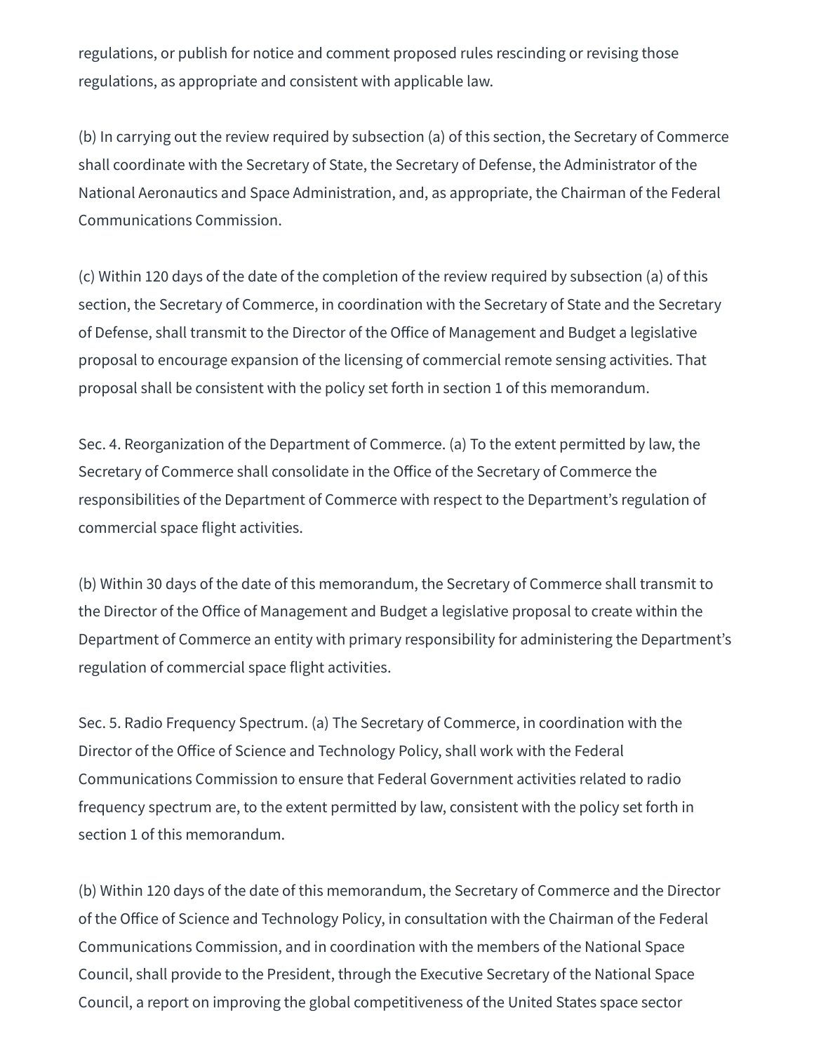regulations, or publish for notice and comment proposed rules rescinding or revising those regulations, as appropriate and consistent with applicable law.

(b) In carrying out the review required by subsection (a) of this section, the Secretary of Commerce shall coordinate with the Secretary of State, the Secretary of Defense, the Administrator of the National Aeronautics and Space Administration, and, as appropriate, the Chairman of the Federal Communications Commission.

(c) Within 120 days of the date of the completion of the review required by subsection (a) of this section, the Secretary of Commerce, in coordination with the Secretary of State and the Secretary of Defense, shall transmit to the Director of the Office of Management and Budget a legislative proposal to encourage expansion of the licensing of commercial remote sensing activities. That proposal shall be consistent with the policy set forth in section 1 of this memorandum.

Sec. 4. Reorganization of the Department of Commerce. (a) To the extent permitted by law, the Secretary of Commerce shall consolidate in the Office of the Secretary of Commerce the responsibilities of the Department of Commerce with respect to the Department's regulation of commercial space flight activities.

(b) Within 30 days of the date of this memorandum, the Secretary of Commerce shall transmit to the Director of the Office of Management and Budget a legislative proposal to create within the Department of Commerce an entity with primary responsibility for administering the Department's regulation of commercial space flight activities.

Sec. 5. Radio Frequency Spectrum. (a) The Secretary of Commerce, in coordination with the Director of the Office of Science and Technology Policy, shall work with the Federal Communications Commission to ensure that Federal Government activities related to radio frequency spectrum are, to the extent permitted by law, consistent with the policy set forth in section 1 of this memorandum.

(b) Within 120 days of the date of this memorandum, the Secretary of Commerce and the Director of the Office of Science and Technology Policy, in consultation with the Chairman of the Federal Communications Commission, and in coordination with the members of the National Space Council, shall provide to the President, through the Executive Secretary of the National Space Council, a report on improving the global competitiveness of the United States space sector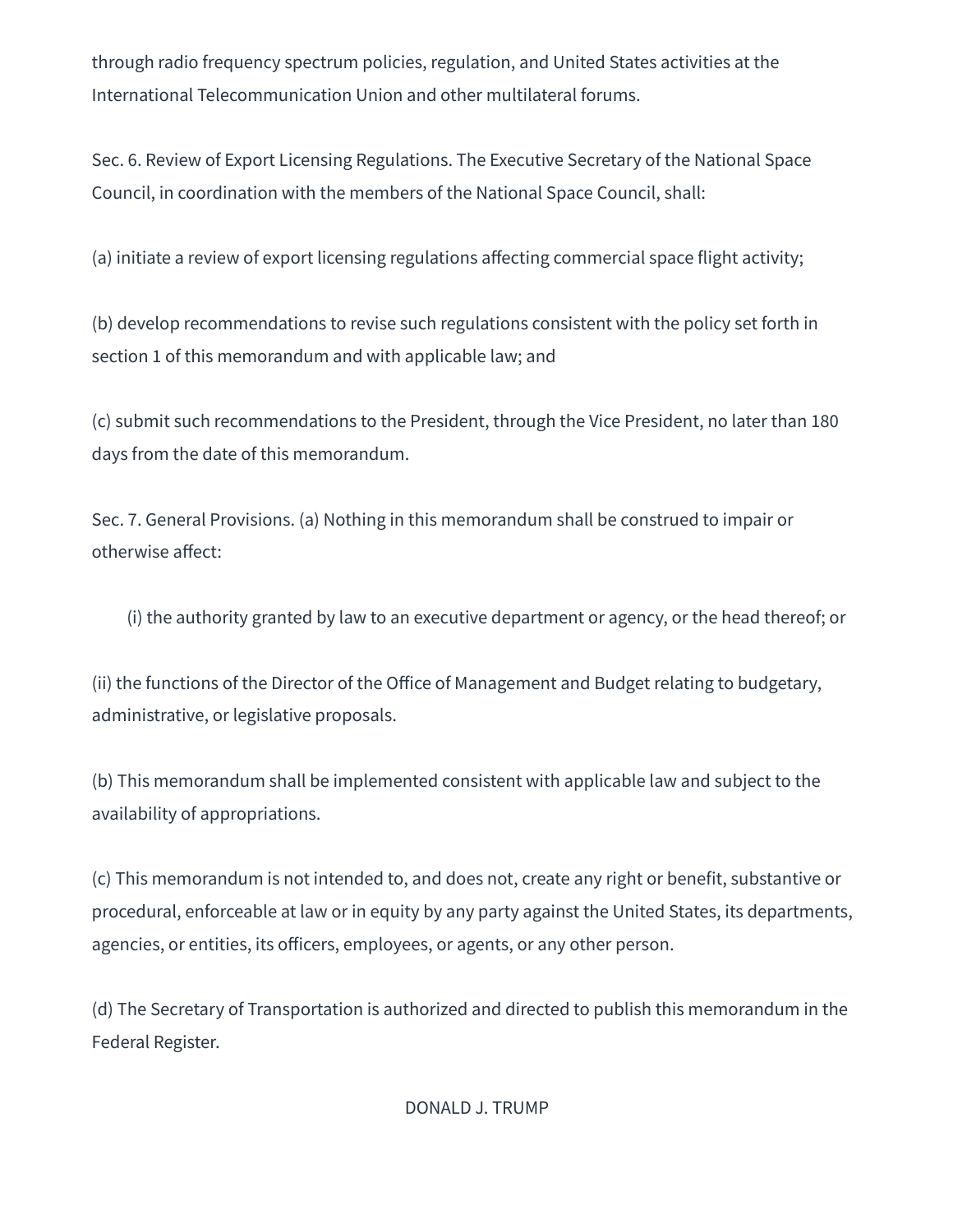through radio frequency spectrum policies, regulation, and United States activities at the International Telecommunication Union and other multilateral forums.

Sec. 6. Review of Export Licensing Regulations. The Executive Secretary of the National Space Council, in coordination with the members of the National Space Council, shall:

(a) initiate a review of export licensing regulations affecting commercial space flight activity;

(b) develop recommendations to revise such regulations consistent with the policy set forth in section 1 of this memorandum and with applicable law; and

(c) submit such recommendations to the President, through the Vice President, no later than 180 days from the date of this memorandum.

Sec. 7. General Provisions. (a) Nothing in this memorandum shall be construed to impair or otherwise affect:

(i) the authority granted by law to an executive department or agency, or the head thereof; or

(ii) the functions of the Director of the Office of Management and Budget relating to budgetary, administrative, or legislative proposals.

(b) This memorandum shall be implemented consistent with applicable law and subject to the availability of appropriations.

(c) This memorandum is not intended to, and does not, create any right or benefit, substantive or procedural, enforceable at law or in equity by any party against the United States, its departments, agencies, or entities, its officers, employees, or agents, or any other person.

(d) The Secretary of Transportation is authorized and directed to publish this memorandum in the Federal Register.

DONALD J. TRUMP